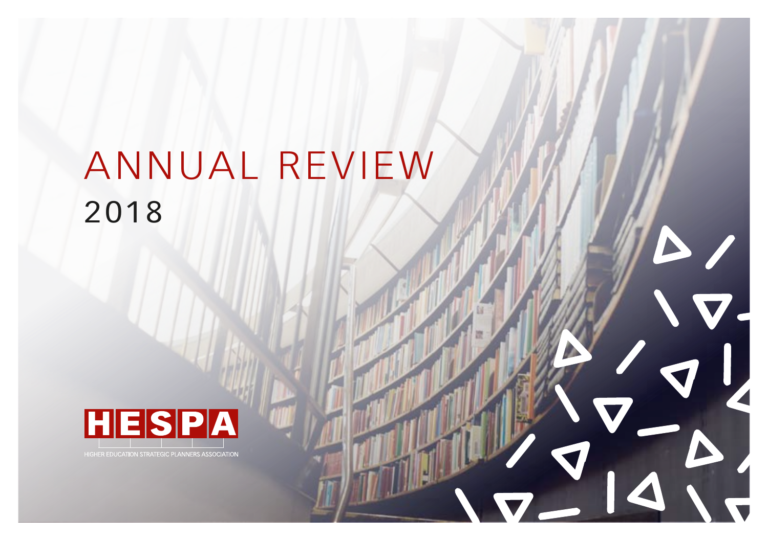# ANNUAL REVIEW

2018

HESPA

HIGHER EDUCATION STRATEGIC PLANNERS ASSOCIATION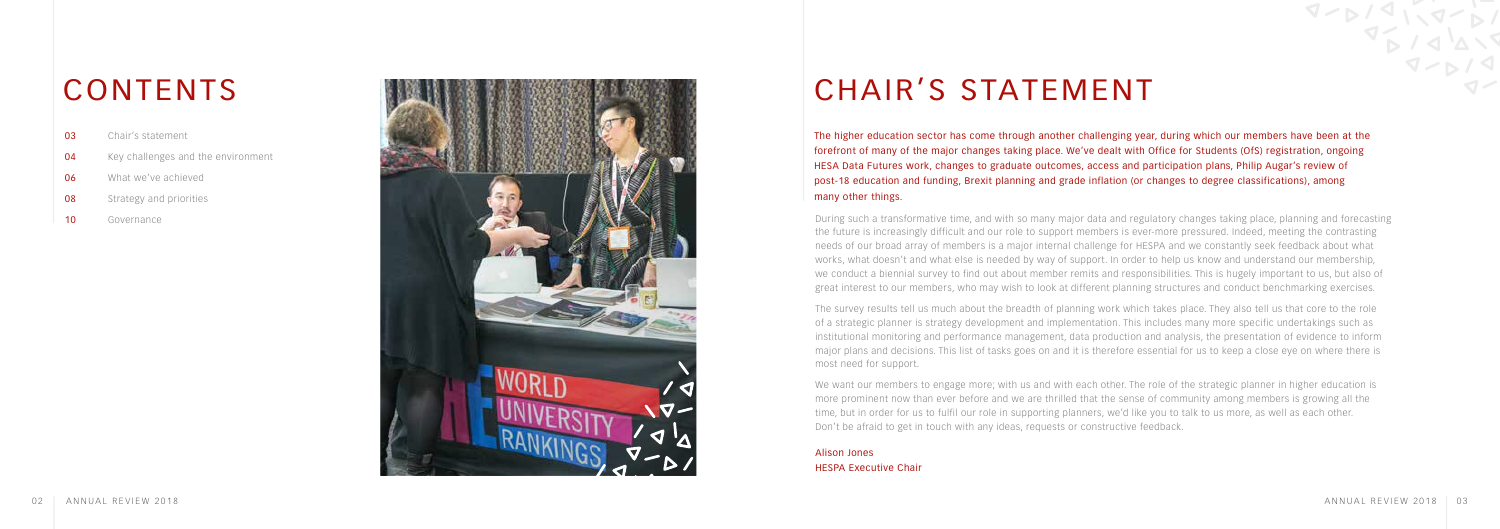# CONTENTS

- 03 Chair's statement
- 04 Key challenges and the environment
- 06 What we've achieved
- 08 Strategy and priorities
- 10 Governance

# CHAIR'S STATEMENT

The higher education sector has come through another challenging year, during which our members have been at the forefront of many of the major changes taking place. We've dealt with Office for Students (OfS) registration, ongoing HESA Data Futures work, changes to graduate outcomes, access and participation plans, Philip Augar's review of post-18 education and funding, Brexit planning and grade inflation (or changes to degree classifications), among many other things.

During such a transformative time, and with so many major data and regulatory changes taking place, planning and forecasting the future is increasingly difficult and our role to support members is ever-more pressured. Indeed, meeting the contrasting needs of our broad array of members is a major internal challenge for HESPA and we constantly seek feedback about what works, what doesn't and what else is needed by way of support. In order to help us know and understand our membership, we conduct a biennial survey to find out about member remits and responsibilities. This is hugely important to us, but also of great interest to our members, who may wish to look at different planning structures and conduct benchmarking exercises.

The survey results tell us much about the breadth of planning work which takes place. They also tell us that core to the role of a strategic planner is strategy development and implementation. This includes many more specific undertakings such as institutional monitoring and performance management, data production and analysis, the presentation of evidence to inform major plans and decisions. This list of tasks goes on and it is therefore essential for us to keep a close eye on where there is most need for support.

We want our members to engage more; with us and with each other. The role of the strategic planner in higher education is more prominent now than ever before and we are thrilled that the sense of community among members is growing all the time, but in order for us to fulfil our role in supporting planners, we'd like you to talk to us more, as well as each other. Don't be afraid to get in touch with any ideas, requests or constructive feedback.

Alison Jones
HESPA Executive Chair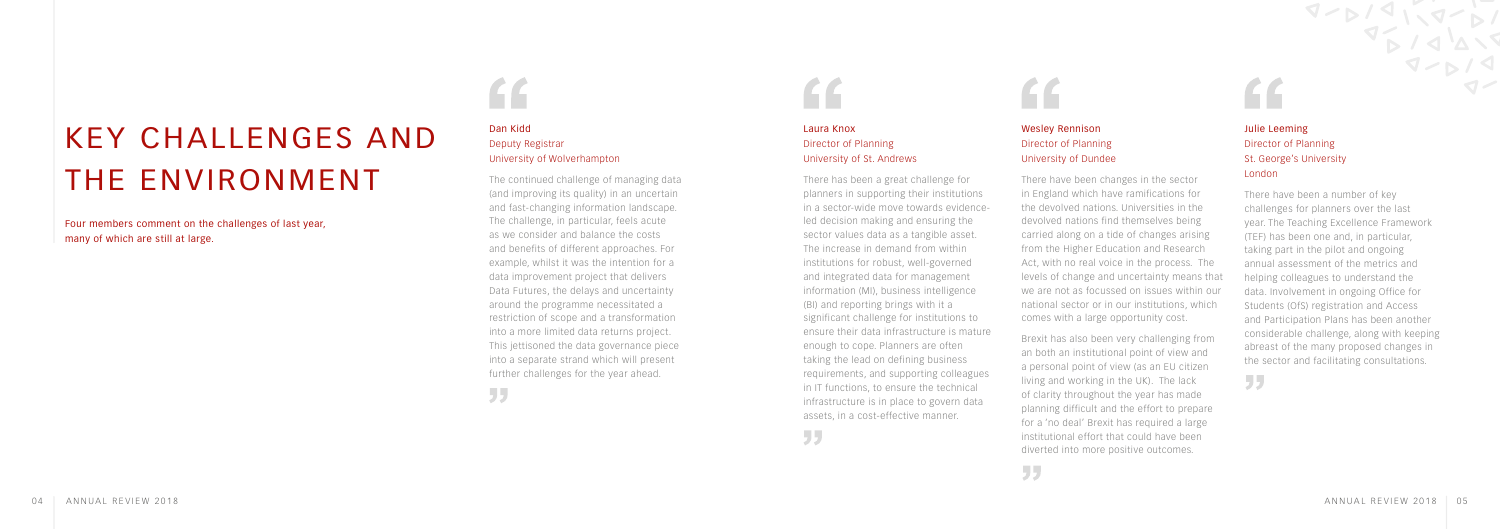# KEY CHALLENGES AND THE ENVIRONMENT

Four members comment on the challenges of last year, many of which are still at large.

**Dan Kidd**
Deputy Registrar
University of Wolverhampton

"The continued challenge of managing data (and improving its quality) in an uncertain and fast-changing information landscape. The challenge, in particular, feels acute as we consider and balance the costs and benefits of different approaches. For example, whilst it was the intention for a data improvement project that delivers Data Futures, the delays and uncertainty around the programme necessitated a restriction of scope and a transformation into a more limited data returns project. This jettisoned the data governance piece into a separate strand which will present further challenges for the year ahead."

**Laura Knox**
Director of Planning
University of St. Andrews

"There has been a great challenge for planners in supporting their institutions in a sector-wide move towards evidence-led decision making and ensuring the sector values data as a tangible asset. The increase in demand from within institutions for robust, well-governed and integrated data for management information (MI), business intelligence (BI) and reporting brings with it a significant challenge for institutions to ensure their data infrastructure is mature enough to cope. Planners are often taking the lead on defining business requirements, and supporting colleagues in IT functions, to ensure the technical infrastructure is in place to govern data assets, in a cost-effective manner."

**Wesley Rennison**
Director of Planning
University of Dundee

"There have been changes in the sector in England which have ramifications for the devolved nations. Universities in the devolved nations find themselves being carried along on a tide of changes arising from the Higher Education and Research Act, with no real voice in the process. The levels of change and uncertainty means that we are not as focussed on issues within our national sector or in our institutions, which comes with a large opportunity cost.

Brexit has also been very challenging from an both an institutional point of view and a personal point of view (as an EU citizen living and working in the UK). The lack of clarity throughout the year has made planning difficult and the effort to prepare for a 'no deal' Brexit has required a large institutional effort that could have been diverted into more positive outcomes."

**Julie Leeming**
Director of Planning
St. George's University London

"There have been a number of key challenges for planners over the last year. The Teaching Excellence Framework (TEF) has been one and, in particular, taking part in the pilot and ongoing annual assessment of the metrics and helping colleagues to understand the data. Involvement in ongoing Office for Students (OfS) registration and Access and Participation Plans has been another considerable challenge, along with keeping abreast of the many proposed changes in the sector and facilitating consultations."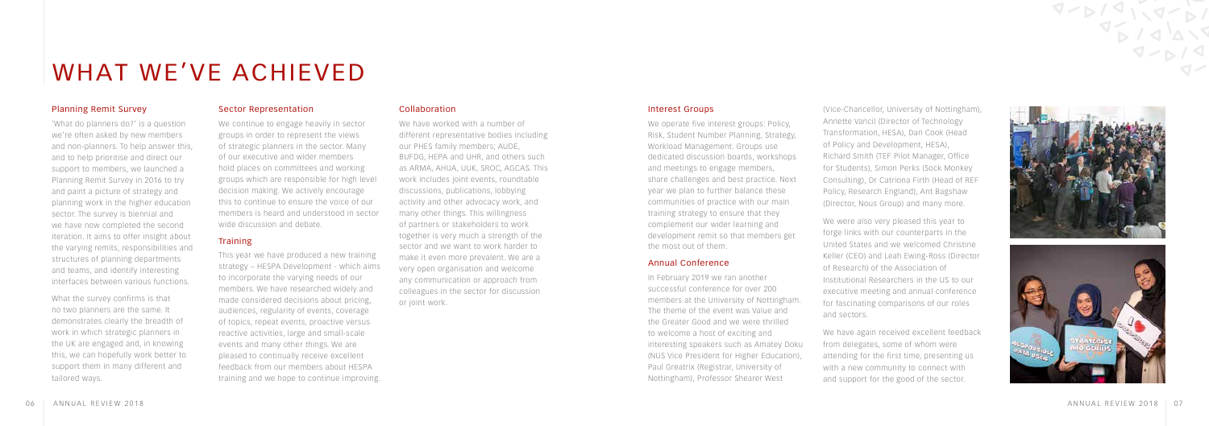# WHAT WE'VE ACHIEVED

### Planning Remit Survey

'What do planners do?' is a question we're often asked by new members and non-planners. To help answer this, and to help prioritise and direct our support to members, we launched a Planning Remit Survey in 2016 to try and paint a picture of strategy and planning work in the higher education sector. The survey is biennial and we have now completed the second iteration. It aims to offer insight about the varying remits, responsibilities and structures of planning departments and teams, and identify interesting interfaces between various functions.

What the survey confirms is that no two planners are the same. It demonstrates clearly the breadth of work in which strategic planners in the UK are engaged and, in knowing this, we can hopefully work better to support them in many different and tailored ways.

### Sector Representation

We continue to engage heavily in sector groups in order to represent the views of strategic planners in the sector. Many of our executive and wider members hold places on committees and working groups which are responsible for high level decision making. We actively encourage this to continue to ensure the voice of our members is heard and understood in sector wide discussion and debate.

### Training

This year we have produced a new training strategy – HESPA Development - which aims to incorporate the varying needs of our members. We have researched widely and made considered decisions about pricing, audiences, regularity of events, coverage of topics, repeat events, proactive versus reactive activities, large and small-scale events and many other things. We are pleased to continually receive excellent feedback from our members about HESPA training and we hope to continue improving.

### Collaboration

We have worked with a number of different representative bodies including our PHES family members; AUDE, BUFDG, HEPA and UHR, and others such as ARMA, AHUA, UUK, SROC, AGCAS. This work includes joint events, roundtable discussions, publications, lobbying activity and other advocacy work, and many other things. This willingness of partners or stakeholders to work together is very much a strength of the sector and we want to work harder to make it even more prevalent. We are a very open organisation and welcome any communication or approach from colleagues in the sector for discussion or joint work.

### Interest Groups

We operate five interest groups: Policy, Risk, Student Number Planning, Strategy, Workload Management. Groups use dedicated discussion boards, workshops and meetings to engage members, share challenges and best practice. Next year we plan to further balance these communities of practice with our main training strategy to ensure that they complement our wider learning and development remit so that members get the most out of them.

### Annual Conference

In February 2019 we ran another successful conference for over 200 members at the University of Nottingham. The theme of the event was Value and the Greater Good and we were thrilled to welcome a host of exciting and interesting speakers such as Amatey Doku (NUS Vice President for Higher Education), Paul Greatrix (Registrar, University of Nottingham), Professor Shearer West (Vice-Chancellor, University of Nottingham), Annette Vancil (Director of Technology Transformation, HESA), Dan Cook (Head of Policy and Development, HESA), Richard Smith (TEF Pilot Manager, Office for Students), Simon Perks (Sock Monkey Consulting), Dr Catriona Firth (Head of REF Policy, Research England), Ant Bagshaw (Director, Nous Group) and many more.

We were also very pleased this year to forge links with our counterparts in the United States and we welcomed Christine Keller (CEO) and Leah Ewing-Ross (Director of Research) of the Association of Institutional Researchers in the US to our executive meeting and annual conference for fascinating comparisons of our roles and sectors.

We have again received excellent feedback from delegates, some of whom were attending for the first time, presenting us with a new community to connect with and support for the good of the sector.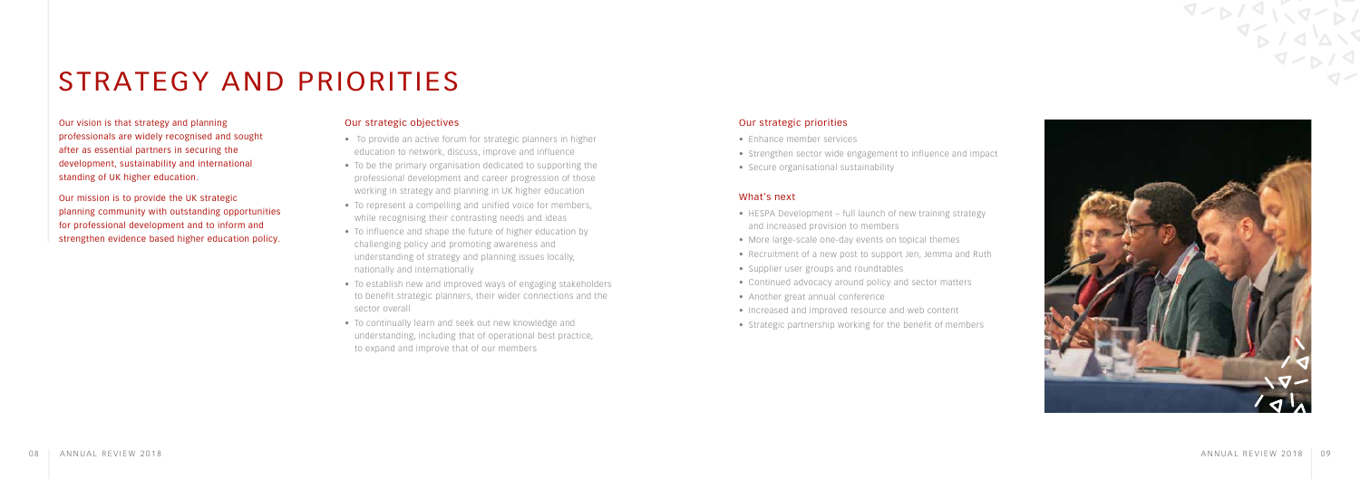# STRATEGY AND PRIORITIES

Our vision is that strategy and planning professionals are widely recognised and sought after as essential partners in securing the development, sustainability and international standing of UK higher education.

Our mission is to provide the UK strategic planning community with outstanding opportunities for professional development and to inform and strengthen evidence based higher education policy.

## Our strategic objectives

- To provide an active forum for strategic planners in higher education to network, discuss, improve and influence
- To be the primary organisation dedicated to supporting the professional development and career progression of those working in strategy and planning in UK higher education
- To represent a compelling and unified voice for members, while recognising their contrasting needs and ideas
- To influence and shape the future of higher education by challenging policy and promoting awareness and understanding of strategy and planning issues locally, nationally and internationally
- To establish new and improved ways of engaging stakeholders to benefit strategic planners, their wider connections and the sector overall
- To continually learn and seek out new knowledge and understanding, including that of operational best practice, to expand and improve that of our members

## Our strategic priorities

- Enhance member services
- Strengthen sector wide engagement to influence and impact
- Secure organisational sustainability

## What's next

- HESPA Development – full launch of new training strategy and increased provision to members
- More large-scale one-day events on topical themes
- Recruitment of a new post to support Jen, Jemma and Ruth
- Supplier user groups and roundtables
- Continued advocacy around policy and sector matters
- Another great annual conference
- Increased and improved resource and web content
- Strategic partnership working for the benefit of members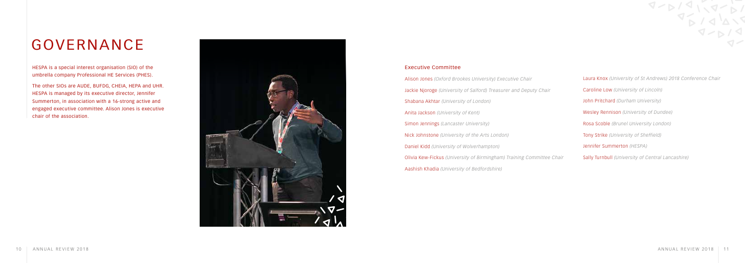# GOVERNANCE

HESPA is a special interest organisation (SIO) of the umbrella company Professional HE Services (PHES).

The other SIOs are AUDE, BUFDG, CHEIA, HEPA and UHR. HESPA is managed by its executive director, Jennifer Summerton, in association with a 16-strong active and engaged executive committee. Alison Jones is executive chair of the association.

### Executive Committee

Alison Jones *(Oxford Brookes University) Executive Chair*

Jackie Njoroge *(University of Salford) Treasurer and Deputy Chair*

Shabana Akhtar *(University of London)*

Anita Jackson *(University of Kent)*

Simon Jennings *(Lancaster University)*

Nick Johnstone *(University of the Arts London)*

Daniel Kidd *(University of Wolverhampton)*

Olivia Kew-Fickus *(University of Birmingham) Training Committee Chair*

Aashish Khadia *(University of Bedfordshire)*

Laura Knox *(University of St Andrews) 2018 Conference Chair*

Caroline Low *(University of Lincoln)*

John Pritchard *(Durham University)*

Wesley Rennison *(University of Dundee)*

Rosa Scoble *(Brunel University London)*

Tony Strike *(University of Sheffield)*

Jennifer Summerton *(HESPA)*

Sally Turnbull *(University of Central Lancashire)*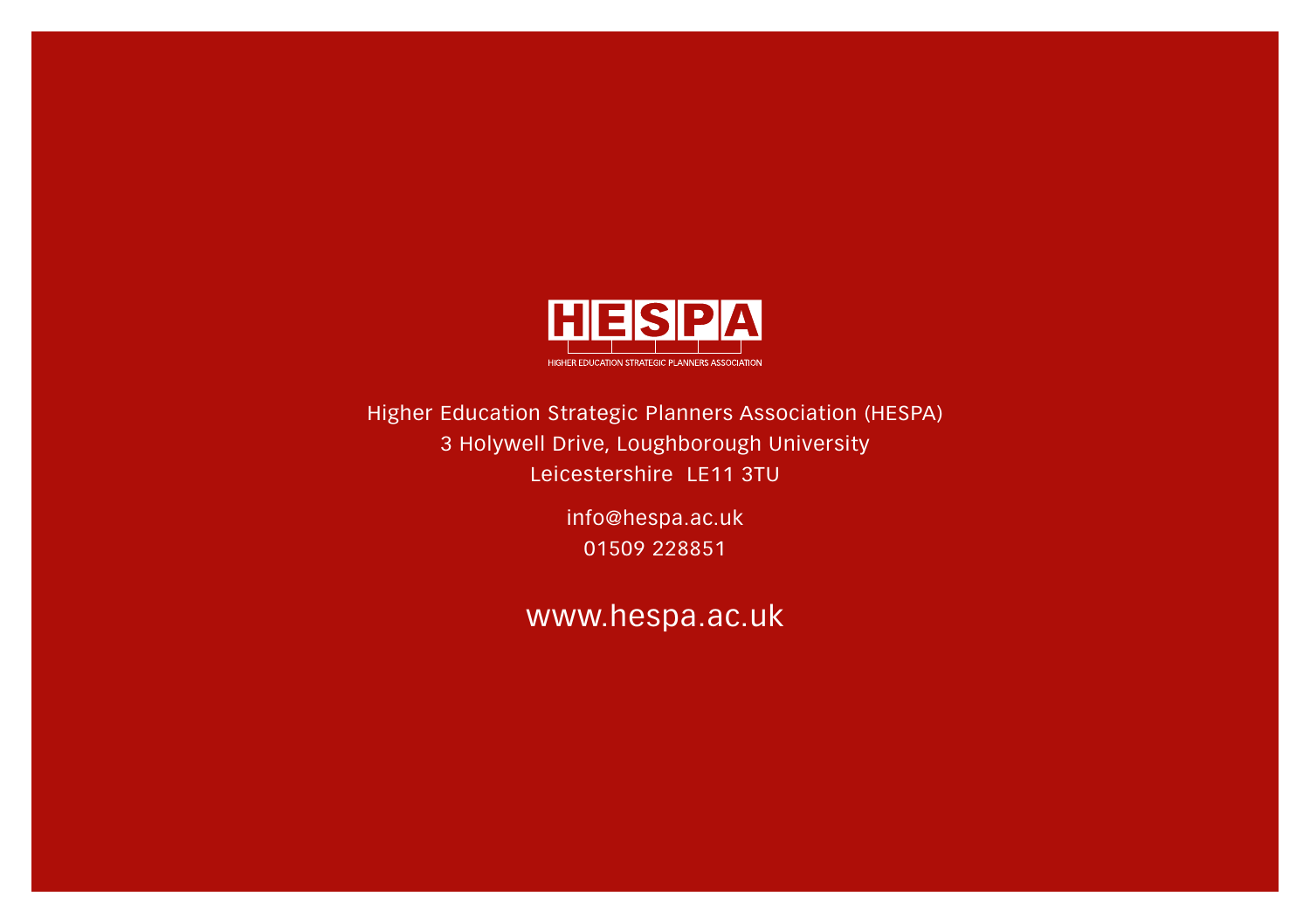HESPA

HIGHER EDUCATION STRATEGIC PLANNERS ASSOCIATION

Higher Education Strategic Planners Association (HESPA)
3 Holywell Drive, Loughborough University
Leicestershire LE11 3TU

info@hespa.ac.uk
01509 228851

www.hespa.ac.uk